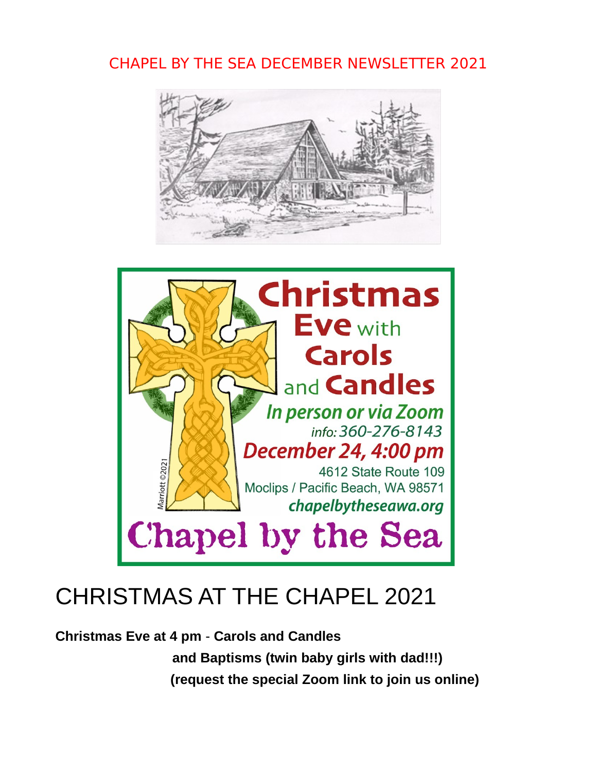CHAPEL BY THE SEA DECEMBER NEWSLETTER 2021

Christmas Eve with Carols and Candles

*In person or via Zoom*

*info: 360-276-8143*

*December 24, 4:00 pm*

4612 State Route 109

Moclips / Pacific Beach, WA 98571

*chapelbytheseawa.org*

Chapel by the Sea

Marriott ©2021

# CHRISTMAS AT THE CHAPEL 2021

**Christmas Eve at 4 pm - Carols and Candles**

**and Baptisms (twin baby girls with dad!!!)**

**(request the special Zoom link to join us online)**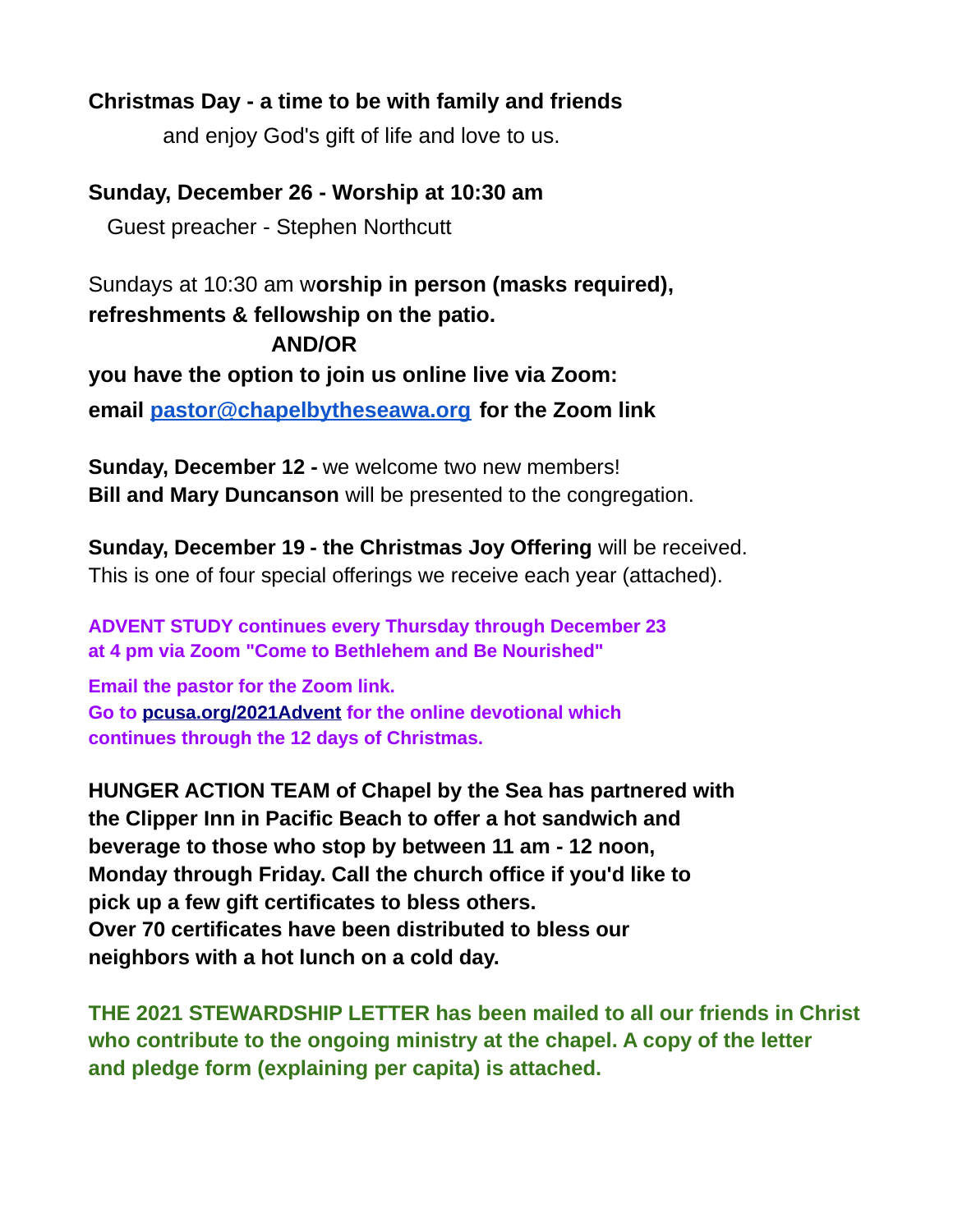**Christmas Day - a time to be with family and friends**

and enjoy God's gift of life and love to us.

**Sunday, December 26 - Worship at 10:30 am**

Guest preacher - Stephen Northcutt

Sundays at 10:30 am w**orship in person (masks required), refreshments & fellowship on the patio.**

**AND/OR**

**you have the option to join us online live via Zoom:**

**email pastor@chapelbytheseawa.org for the Zoom link**

**Sunday, December 12 -** we welcome two new members!
**Bill and Mary Duncanson** will be presented to the congregation.

**Sunday, December 19 - the Christmas Joy Offering** will be received.
This is one of four special offerings we receive each year (attached).

**ADVENT STUDY continues every Thursday through December 23 at 4 pm via Zoom "Come to Bethlehem and Be Nourished"**

**Email the pastor for the Zoom link.**
**Go to pcusa.org/2021Advent for the online devotional which continues through the 12 days of Christmas.**

**HUNGER ACTION TEAM of Chapel by the Sea has partnered with the Clipper Inn in Pacific Beach to offer a hot sandwich and beverage to those who stop by between 11 am - 12 noon, Monday through Friday. Call the church office if you'd like to pick up a few gift certificates to bless others.**
**Over 70 certificates have been distributed to bless our neighbors with a hot lunch on a cold day.**

**THE 2021 STEWARDSHIP LETTER has been mailed to all our friends in Christ who contribute to the ongoing ministry at the chapel. A copy of the letter and pledge form (explaining per capita) is attached.**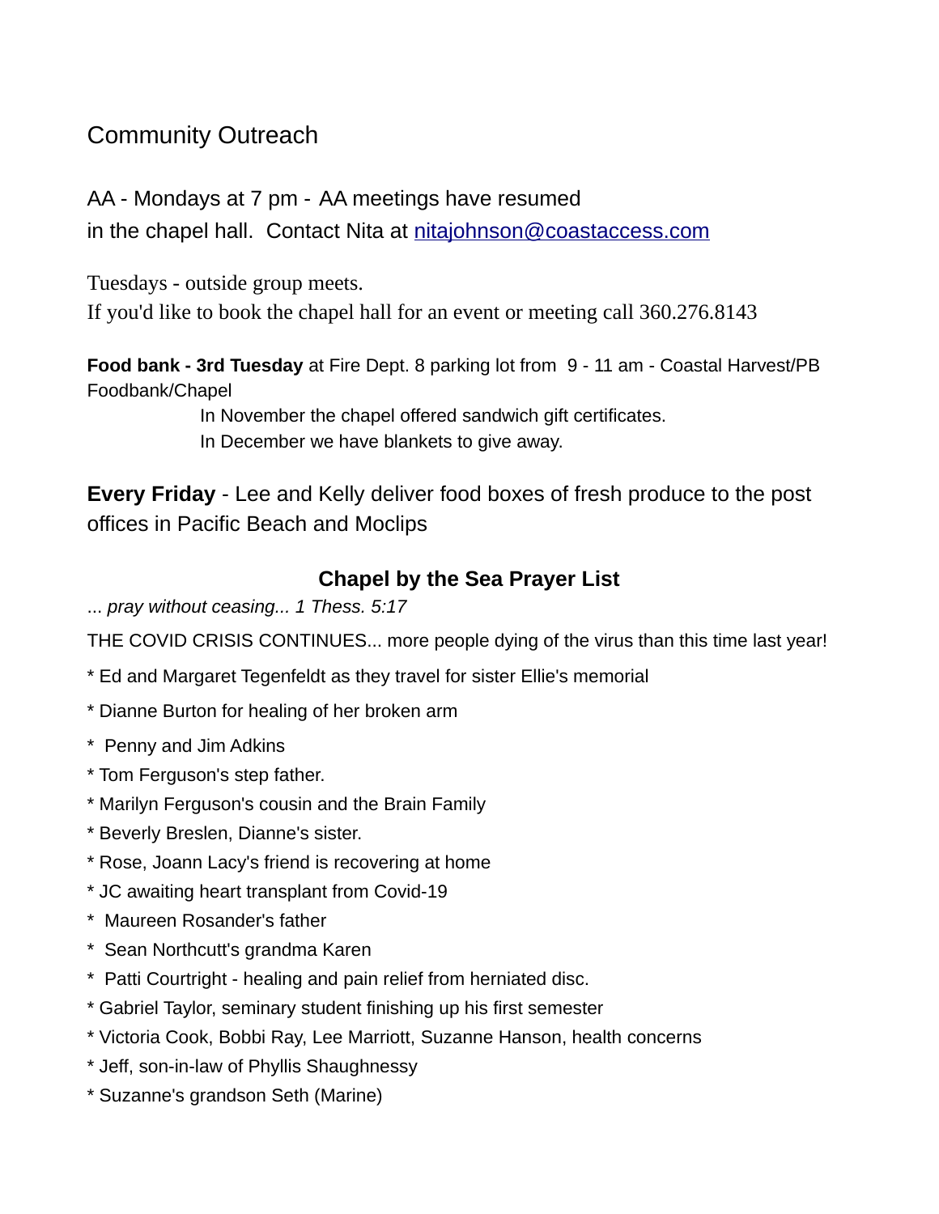## Community Outreach

AA - Mondays at 7 pm - AA meetings have resumed in the chapel hall. Contact Nita at [nitajohnson@coastaccess.com](mailto:nitajohnson@coastaccess.com)

Tuesdays - outside group meets.
If you'd like to book the chapel hall for an event or meeting call 360.276.8143

**Food bank - 3rd Tuesday** at Fire Dept. 8 parking lot from 9 - 11 am - Coastal Harvest/PB Foodbank/Chapel

In November the chapel offered sandwich gift certificates.
In December we have blankets to give away.

**Every Friday** - Lee and Kelly deliver food boxes of fresh produce to the post offices in Pacific Beach and Moclips

### Chapel by the Sea Prayer List

... *pray without ceasing... 1 Thess. 5:17*

THE COVID CRISIS CONTINUES... more people dying of the virus than this time last year!

* Ed and Margaret Tegenfeldt as they travel for sister Ellie's memorial
* Dianne Burton for healing of her broken arm
* Penny and Jim Adkins
* Tom Ferguson's step father.
* Marilyn Ferguson's cousin and the Brain Family
* Beverly Breslen, Dianne's sister.
* Rose, Joann Lacy's friend is recovering at home
* JC awaiting heart transplant from Covid-19
* Maureen Rosander's father
* Sean Northcutt's grandma Karen
* Patti Courtright - healing and pain relief from herniated disc.
* Gabriel Taylor, seminary student finishing up his first semester
* Victoria Cook, Bobbi Ray, Lee Marriott, Suzanne Hanson, health concerns
* Jeff, son-in-law of Phyllis Shaughnessy
* Suzanne's grandson Seth (Marine)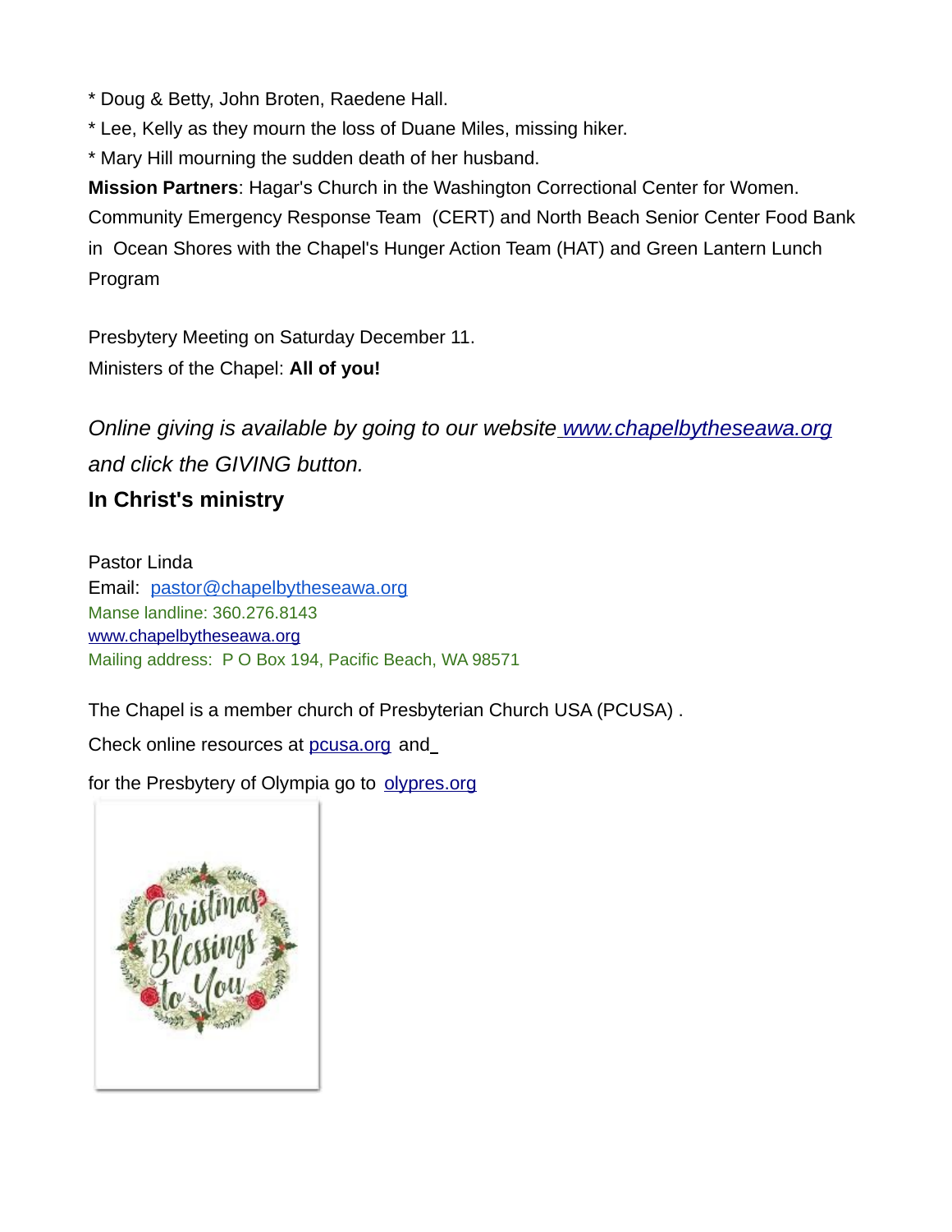* Doug & Betty, John Broten, Raedene Hall.
* Lee, Kelly as they mourn the loss of Duane Miles, missing hiker.
* Mary Hill mourning the sudden death of her husband.

**Mission Partners**: Hagar's Church in the Washington Correctional Center for Women. Community Emergency Response Team (CERT) and North Beach Senior Center Food Bank in Ocean Shores with the Chapel's Hunger Action Team (HAT) and Green Lantern Lunch Program

Presbytery Meeting on Saturday December 11.
Ministers of the Chapel: **All of you!**

*Online giving is available by going to our website [www.chapelbytheseawa.org](http://www.chapelbytheseawa.org) and click the GIVING button.*

**In Christ's ministry**

Pastor Linda
Email: [pastor@chapelbytheseawa.org](mailto:pastor@chapelbytheseawa.org)
Manse landline: 360.276.8143
[www.chapelbytheseawa.org](http://www.chapelbytheseawa.org)
Mailing address: P O Box 194, Pacific Beach, WA 98571

The Chapel is a member church of Presbyterian Church USA (PCUSA) .

Check online resources at [pcusa.org](http://pcusa.org) and

for the Presbytery of Olympia go to [olypres.org](http://olypres.org)

Christmas Blessings to You